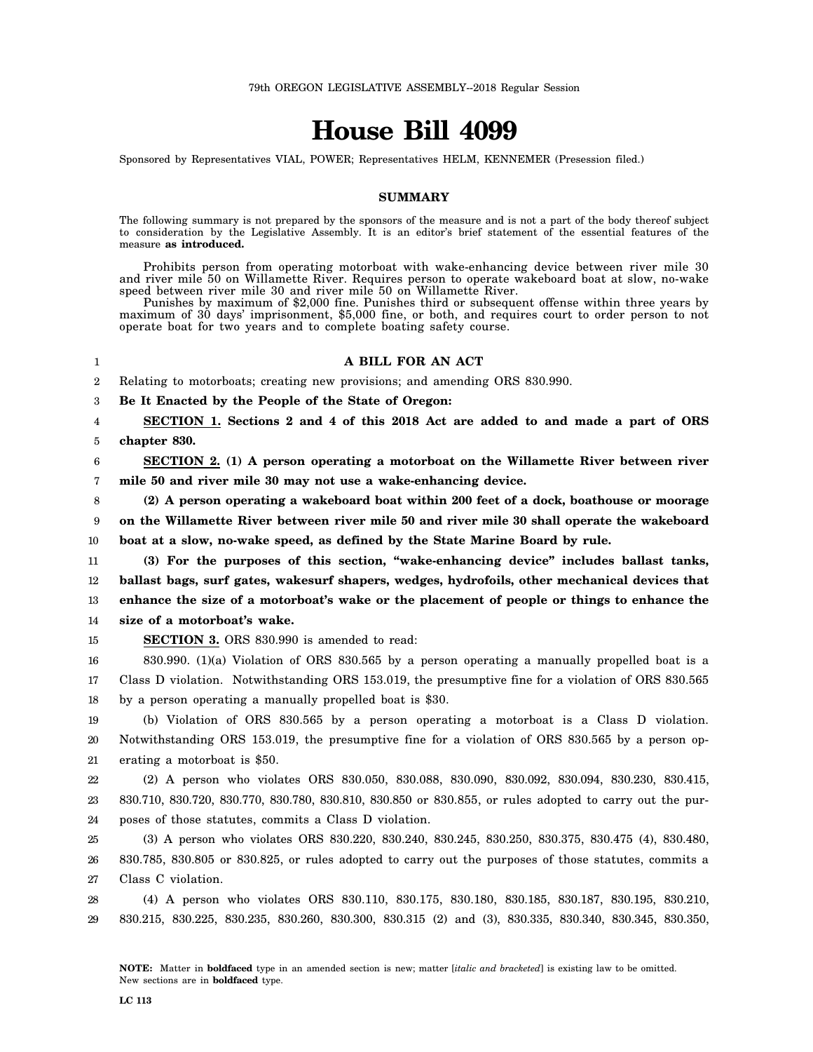79th OREGON LEGISLATIVE ASSEMBLY--2018 Regular Session

# House Bill 4099

Sponsored by Representatives VIAL, POWER; Representatives HELM, KENNEMER (Presession filed.)

## SUMMARY

The following summary is not prepared by the sponsors of the measure and is not a part of the body thereof subject to consideration by the Legislative Assembly. It is an editor's brief statement of the essential features of the measure **as introduced.**

Prohibits person from operating motorboat with wake-enhancing device between river mile 30 and river mile 50 on Willamette River. Requires person to operate wakeboard boat at slow, no-wake speed between river mile 30 and river mile 50 on Willamette River.

Punishes by maximum of $2,000 fine. Punishes third or subsequent offense within three years by maximum of 30 days' imprisonment, $5,000 fine, or both, and requires court to order person to not operate boat for two years and to complete boating safety course.

**A BILL FOR AN ACT**

Relating to motorboats; creating new provisions; and amending ORS 830.990.

**Be It Enacted by the People of the State of Oregon:**

**SECTION 1. Sections 2 and 4 of this 2018 Act are added to and made a part of ORS chapter 830.**

**SECTION 2. (1) A person operating a motorboat on the Willamette River between river mile 50 and river mile 30 may not use a wake-enhancing device.**

**(2) A person operating a wakeboard boat within 200 feet of a dock, boathouse or moorage on the Willamette River between river mile 50 and river mile 30 shall operate the wakeboard boat at a slow, no-wake speed, as defined by the State Marine Board by rule.**

**(3) For the purposes of this section, "wake-enhancing device" includes ballast tanks, ballast bags, surf gates, wakesurf shapers, wedges, hydrofoils, other mechanical devices that enhance the size of a motorboat's wake or the placement of people or things to enhance the size of a motorboat's wake.**

**SECTION 3.** ORS 830.990 is amended to read:

830.990. (1)(a) Violation of ORS 830.565 by a person operating a manually propelled boat is a Class D violation. Notwithstanding ORS 153.019, the presumptive fine for a violation of ORS 830.565 by a person operating a manually propelled boat is $30.

(b) Violation of ORS 830.565 by a person operating a motorboat is a Class D violation. Notwithstanding ORS 153.019, the presumptive fine for a violation of ORS 830.565 by a person operating a motorboat is $50.

(2) A person who violates ORS 830.050, 830.088, 830.090, 830.092, 830.094, 830.230, 830.415, 830.710, 830.720, 830.770, 830.780, 830.810, 830.850 or 830.855, or rules adopted to carry out the purposes of those statutes, commits a Class D violation.

(3) A person who violates ORS 830.220, 830.240, 830.245, 830.250, 830.375, 830.475 (4), 830.480, 830.785, 830.805 or 830.825, or rules adopted to carry out the purposes of those statutes, commits a Class C violation.

(4) A person who violates ORS 830.110, 830.175, 830.180, 830.185, 830.187, 830.195, 830.210, 830.215, 830.225, 830.235, 830.260, 830.300, 830.315 (2) and (3), 830.335, 830.340, 830.345, 830.350,

**NOTE:** Matter in **boldfaced** type in an amended section is new; matter [*italic and bracketed*] is existing law to be omitted. New sections are in **boldfaced** type.

LC 113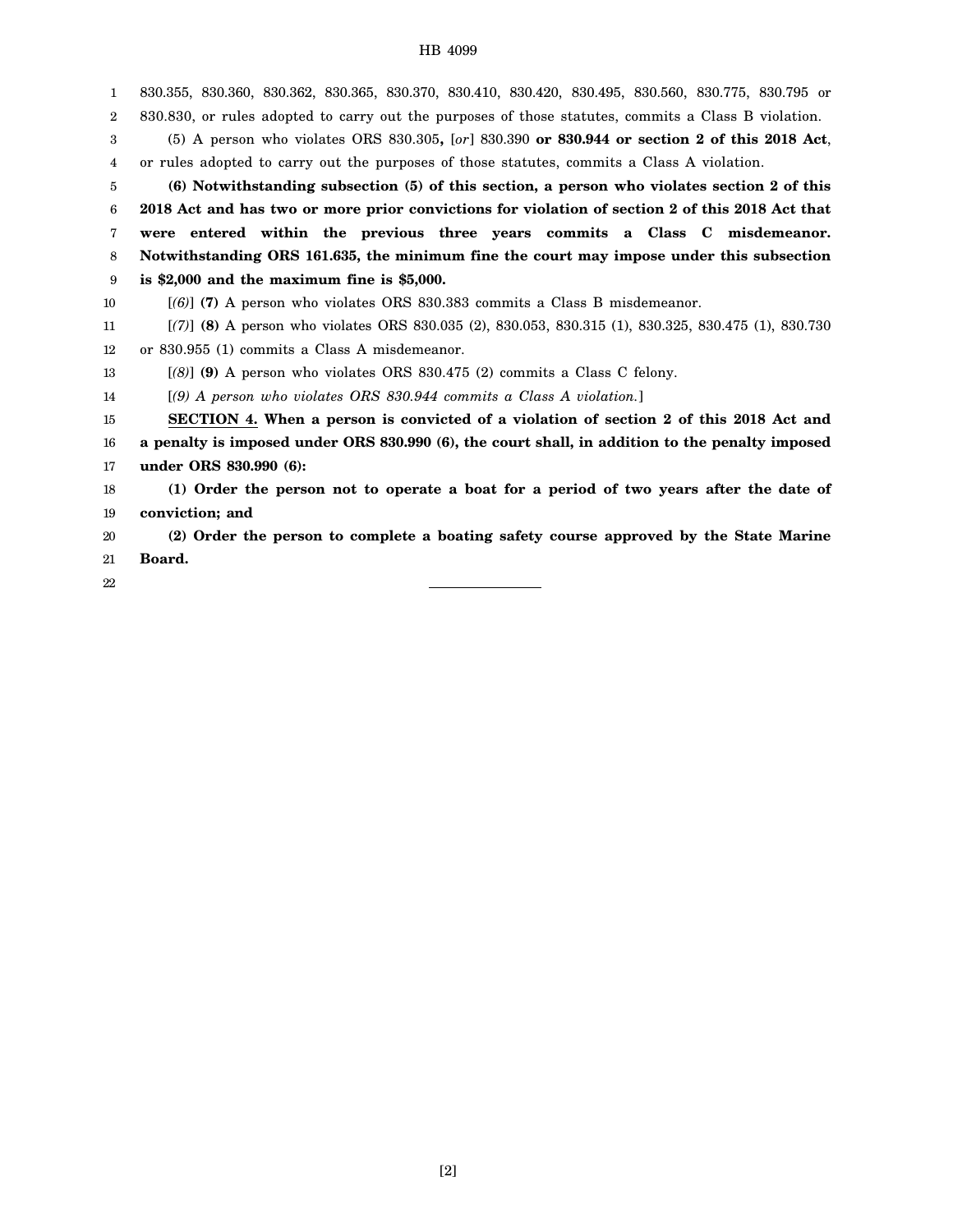830.355, 830.360, 830.362, 830.365, 830.370, 830.410, 830.420, 830.495, 830.560, 830.775, 830.795 or 830.830, or rules adopted to carry out the purposes of those statutes, commits a Class B violation.

(5) A person who violates ORS 830.305**,** [*or*] 830.390 **or 830.944 or section 2 of this 2018 Act**, or rules adopted to carry out the purposes of those statutes, commits a Class A violation.

**(6) Notwithstanding subsection (5) of this section, a person who violates section 2 of this 2018 Act and has two or more prior convictions for violation of section 2 of this 2018 Act that were entered within the previous three years commits a Class C misdemeanor. Notwithstanding ORS 161.635, the minimum fine the court may impose under this subsection is $2,000 and the maximum fine is $5,000.**

[*(6)*] **(7)** A person who violates ORS 830.383 commits a Class B misdemeanor.

[*(7)*] **(8)** A person who violates ORS 830.035 (2), 830.053, 830.315 (1), 830.325, 830.475 (1), 830.730 or 830.955 (1) commits a Class A misdemeanor.

[*(8)*] **(9)** A person who violates ORS 830.475 (2) commits a Class C felony.

[*(9) A person who violates ORS 830.944 commits a Class A violation.*]

**SECTION 4. When a person is convicted of a violation of section 2 of this 2018 Act and a penalty is imposed under ORS 830.990 (6), the court shall, in addition to the penalty imposed under ORS 830.990 (6):**

**(1) Order the person not to operate a boat for a period of two years after the date of conviction; and**

**(2) Order the person to complete a boating safety course approved by the State Marine Board.**